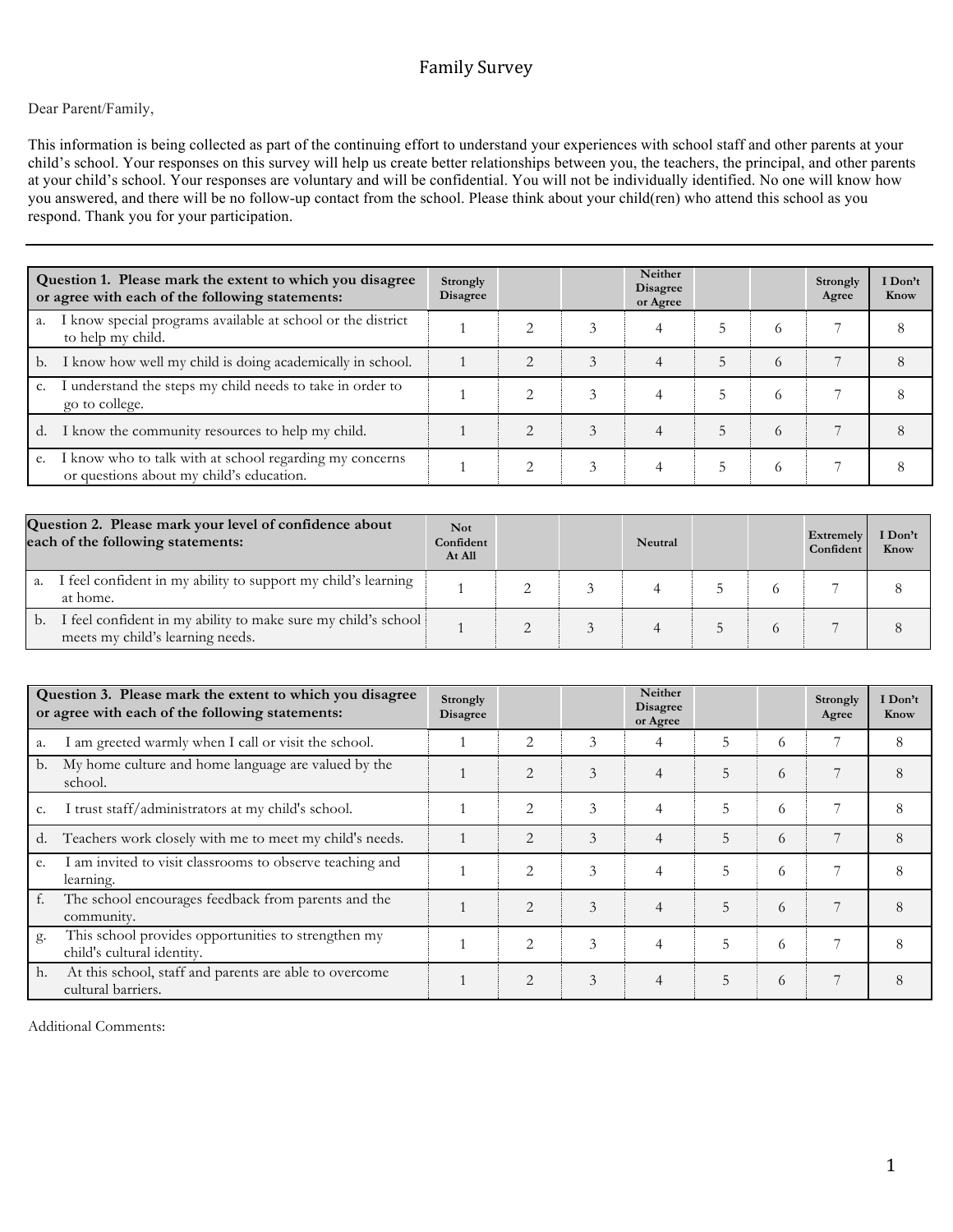# Family Survey

Dear Parent/Family,

This information is being collected as part of the continuing effort to understand your experiences with school staff and other parents at your child's school. Your responses on this survey will help us create better relationships between you, the teachers, the principal, and other parents at your child's school. Your responses are voluntary and will be confidential. You will not be individually identified. No one will know how you answered, and there will be no follow-up contact from the school. Please think about your child(ren) who attend this school as you respond. Thank you for your participation.

---

| **Question 1. Please mark the extent to which you disagree or agree with each of the following statements:** | **Strongly Disagree** | | | **Neither Disagree or Agree** | | | **Strongly Agree** | **I Don't Know** |
|---|---|---|---|---|---|---|---|---|
| a. I know special programs available at school or the district to help my child. | 1 | 2 | 3 | 4 | 5 | 6 | 7 | 8 |
| b. I know how well my child is doing academically in school. | 1 | 2 | 3 | 4 | 5 | 6 | 7 | 8 |
| c. I understand the steps my child needs to take in order to go to college. | 1 | 2 | 3 | 4 | 5 | 6 | 7 | 8 |
| d. I know the community resources to help my child. | 1 | 2 | 3 | 4 | 5 | 6 | 7 | 8 |
| e. I know who to talk with at school regarding my concerns or questions about my child's education. | 1 | 2 | 3 | 4 | 5 | 6 | 7 | 8 |

| **Question 2. Please mark your level of confidence about each of the following statements:** | **Not Confident At All** | | | **Neutral** | | | **Extremely Confident** | **I Don't Know** |
|---|---|---|---|---|---|---|---|---|
| a. I feel confident in my ability to support my child's learning at home. | 1 | 2 | 3 | 4 | 5 | 6 | 7 | 8 |
| b. I feel confident in my ability to make sure my child's school meets my child's learning needs. | 1 | 2 | 3 | 4 | 5 | 6 | 7 | 8 |

| **Question 3. Please mark the extent to which you disagree or agree with each of the following statements:** | **Strongly Disagree** | | | **Neither Disagree or Agree** | | | **Strongly Agree** | **I Don't Know** |
|---|---|---|---|---|---|---|---|---|
| a. I am greeted warmly when I call or visit the school. | 1 | 2 | 3 | 4 | 5 | 6 | 7 | 8 |
| b. My home culture and home language are valued by the school. | 1 | 2 | 3 | 4 | 5 | 6 | 7 | 8 |
| c. I trust staff/administrators at my child's school. | 1 | 2 | 3 | 4 | 5 | 6 | 7 | 8 |
| d. Teachers work closely with me to meet my child's needs. | 1 | 2 | 3 | 4 | 5 | 6 | 7 | 8 |
| e. I am invited to visit classrooms to observe teaching and learning. | 1 | 2 | 3 | 4 | 5 | 6 | 7 | 8 |
| f. The school encourages feedback from parents and the community. | 1 | 2 | 3 | 4 | 5 | 6 | 7 | 8 |
| g. This school provides opportunities to strengthen my child's cultural identity. | 1 | 2 | 3 | 4 | 5 | 6 | 7 | 8 |
| h. At this school, staff and parents are able to overcome cultural barriers. | 1 | 2 | 3 | 4 | 5 | 6 | 7 | 8 |

Additional Comments: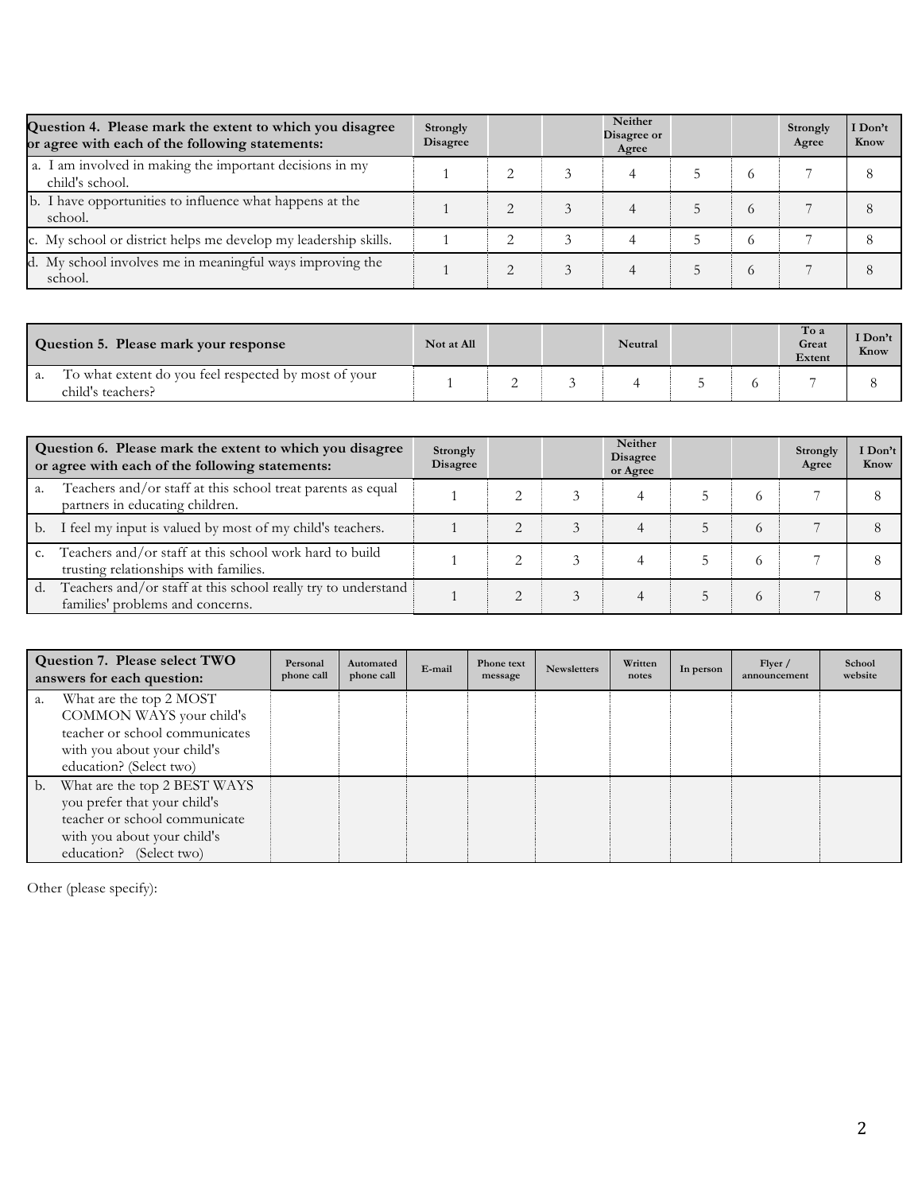| Question 4. Please mark the extent to which you disagree or agree with each of the following statements: | Strongly Disagree | | | Neither Disagree or Agree | | | Strongly Agree | I Don't Know |
|---|---|---|---|---|---|---|---|---|
| a. I am involved in making the important decisions in my child's school. | 1 | 2 | 3 | 4 | 5 | 6 | 7 | 8 |
| b. I have opportunities to influence what happens at the school. | 1 | 2 | 3 | 4 | 5 | 6 | 7 | 8 |
| c. My school or district helps me develop my leadership skills. | 1 | 2 | 3 | 4 | 5 | 6 | 7 | 8 |
| d. My school involves me in meaningful ways improving the school. | 1 | 2 | 3 | 4 | 5 | 6 | 7 | 8 |

| Question 5. Please mark your response | Not at All | | | Neutral | | | To a Great Extent | I Don't Know |
|---|---|---|---|---|---|---|---|---|
| a. To what extent do you feel respected by most of your child's teachers? | 1 | 2 | 3 | 4 | 5 | 6 | 7 | 8 |

| Question 6. Please mark the extent to which you disagree or agree with each of the following statements: | Strongly Disagree | | | Neither Disagree or Agree | | | Strongly Agree | I Don't Know |
|---|---|---|---|---|---|---|---|---|
| a. Teachers and/or staff at this school treat parents as equal partners in educating children. | 1 | 2 | 3 | 4 | 5 | 6 | 7 | 8 |
| b. I feel my input is valued by most of my child's teachers. | 1 | 2 | 3 | 4 | 5 | 6 | 7 | 8 |
| c. Teachers and/or staff at this school work hard to build trusting relationships with families. | 1 | 2 | 3 | 4 | 5 | 6 | 7 | 8 |
| d. Teachers and/or staff at this school really try to understand families' problems and concerns. | 1 | 2 | 3 | 4 | 5 | 6 | 7 | 8 |

| Question 7. Please select TWO answers for each question: | Personal phone call | Automated phone call | E-mail | Phone text message | Newsletters | Written notes | In person | Flyer / announcement | School website |
|---|---|---|---|---|---|---|---|---|---|
| a. What are the top 2 MOST COMMON WAYS your child's teacher or school communicates with you about your child's education? (Select two) | | | | | | | | | |
| b. What are the top 2 BEST WAYS you prefer that your child's teacher or school communicate with you about your child's education? (Select two) | | | | | | | | | |

Other (please specify):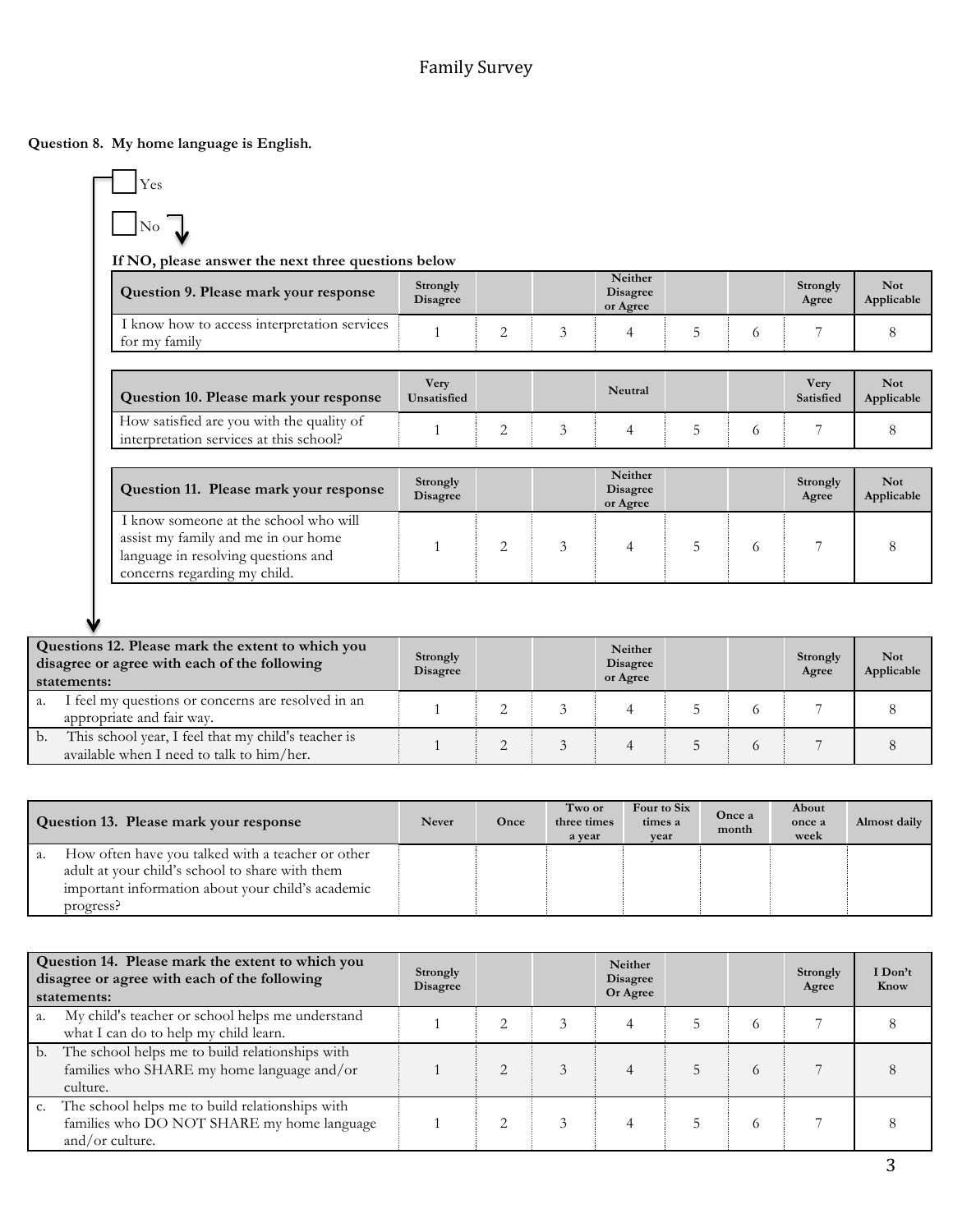Family Survey

**Question 8. My home language is English.**

- ☐ Yes
- ☐ No

**If NO, please answer the next three questions below**

| **Question 9. Please mark your response** | **Strongly Disagree** | | | **Neither Disagree or Agree** | | | **Strongly Agree** | **Not Applicable** |
|---|---|---|---|---|---|---|---|---|
| I know how to access interpretation services for my family | 1 | 2 | 3 | 4 | 5 | 6 | 7 | 8 |

| **Question 10. Please mark your response** | **Very Unsatisfied** | | | **Neutral** | | | **Very Satisfied** | **Not Applicable** |
|---|---|---|---|---|---|---|---|---|
| How satisfied are you with the quality of interpretation services at this school? | 1 | 2 | 3 | 4 | 5 | 6 | 7 | 8 |

| **Question 11. Please mark your response** | **Strongly Disagree** | | | **Neither Disagree or Agree** | | | **Strongly Agree** | **Not Applicable** |
|---|---|---|---|---|---|---|---|---|
| I know someone at the school who will assist my family and me in our home language in resolving questions and concerns regarding my child. | 1 | 2 | 3 | 4 | 5 | 6 | 7 | 8 |

| **Questions 12. Please mark the extent to which you disagree or agree with each of the following statements:** | **Strongly Disagree** | | | **Neither Disagree or Agree** | | | **Strongly Agree** | **Not Applicable** |
|---|---|---|---|---|---|---|---|---|
| a. I feel my questions or concerns are resolved in an appropriate and fair way. | 1 | 2 | 3 | 4 | 5 | 6 | 7 | 8 |
| b. This school year, I feel that my child's teacher is available when I need to talk to him/her. | 1 | 2 | 3 | 4 | 5 | 6 | 7 | 8 |

| **Question 13. Please mark your response** | **Never** | **Once** | **Two or three times a year** | **Four to Six times a year** | **Once a month** | **About once a week** | **Almost daily** |
|---|---|---|---|---|---|---|---|
| a. How often have you talked with a teacher or other adult at your child's school to share with them important information about your child's academic progress? | | | | | | | |

| **Question 14. Please mark the extent to which you disagree or agree with each of the following statements:** | **Strongly Disagree** | | | **Neither Disagree Or Agree** | | | **Strongly Agree** | **I Don't Know** |
|---|---|---|---|---|---|---|---|---|
| a. My child's teacher or school helps me understand what I can do to help my child learn. | 1 | 2 | 3 | 4 | 5 | 6 | 7 | 8 |
| b. The school helps me to build relationships with families who SHARE my home language and/or culture. | 1 | 2 | 3 | 4 | 5 | 6 | 7 | 8 |
| c. The school helps me to build relationships with families who DO NOT SHARE my home language and/or culture. | 1 | 2 | 3 | 4 | 5 | 6 | 7 | 8 |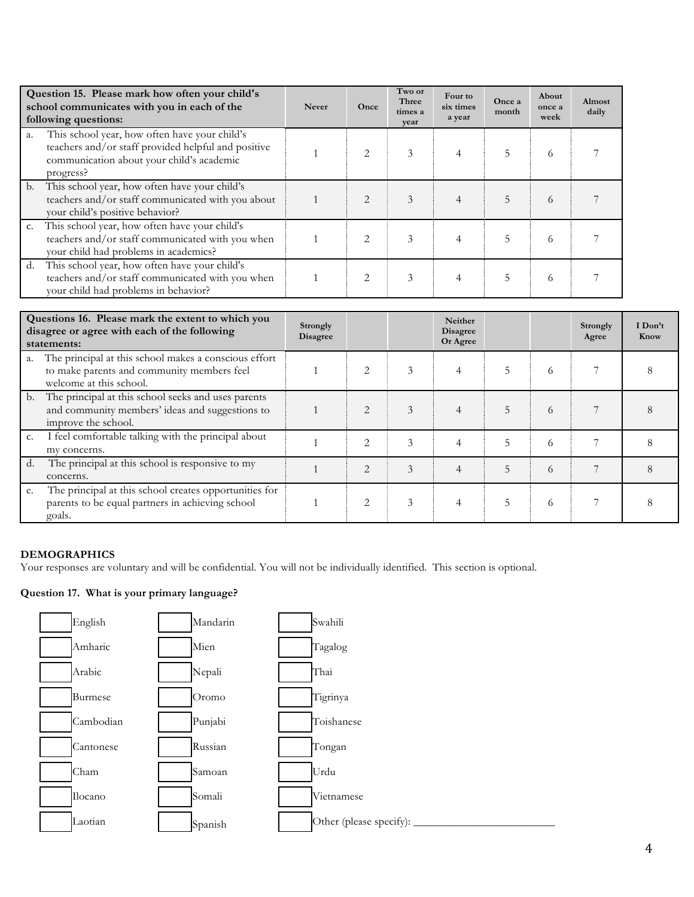| Question 15. Please mark how often your child's school communicates with you in each of the following questions: | Never | Once | Two or Three times a year | Four to six times a year | Once a month | About once a week | Almost daily |
|---|---|---|---|---|---|---|---|
| a. This school year, how often have your child's teachers and/or staff provided helpful and positive communication about your child's academic progress? | 1 | 2 | 3 | 4 | 5 | 6 | 7 |
| b. This school year, how often have your child's teachers and/or staff communicated with you about your child's positive behavior? | 1 | 2 | 3 | 4 | 5 | 6 | 7 |
| c. This school year, how often have your child's teachers and/or staff communicated with you when your child had problems in academics? | 1 | 2 | 3 | 4 | 5 | 6 | 7 |
| d. This school year, how often have your child's teachers and/or staff communicated with you when your child had problems in behavior? | 1 | 2 | 3 | 4 | 5 | 6 | 7 |

| Questions 16. Please mark the extent to which you disagree or agree with each of the following statements: | Strongly Disagree | | | Neither Disagree Or Agree | | | Strongly Agree | I Don't Know |
|---|---|---|---|---|---|---|---|---|
| a. The principal at this school makes a conscious effort to make parents and community members feel welcome at this school. | 1 | 2 | 3 | 4 | 5 | 6 | 7 | 8 |
| b. The principal at this school seeks and uses parents and community members' ideas and suggestions to improve the school. | 1 | 2 | 3 | 4 | 5 | 6 | 7 | 8 |
| c. I feel comfortable talking with the principal about my concerns. | 1 | 2 | 3 | 4 | 5 | 6 | 7 | 8 |
| d. The principal at this school is responsive to my concerns. | 1 | 2 | 3 | 4 | 5 | 6 | 7 | 8 |
| e. The principal at this school creates opportunities for parents to be equal partners in achieving school goals. | 1 | 2 | 3 | 4 | 5 | 6 | 7 | 8 |

**DEMOGRAPHICS**

Your responses are voluntary and will be confidential. You will not be individually identified. This section is optional.

**Question 17. What is your primary language?**

- ☐ English
- ☐ Amharic
- ☐ Arabic
- ☐ Burmese
- ☐ Cambodian
- ☐ Cantonese
- ☐ Cham
- ☐ Ilocano
- ☐ Laotian
- ☐ Mandarin
- ☐ Mien
- ☐ Nepali
- ☐ Oromo
- ☐ Punjabi
- ☐ Russian
- ☐ Samoan
- ☐ Somali
- ☐ Spanish
- ☐ Swahili
- ☐ Tagalog
- ☐ Thai
- ☐ Tigrinya
- ☐ Toishanese
- ☐ Tongan
- ☐ Urdu
- ☐ Vietnamese
- ☐ Other (please specify): ____________________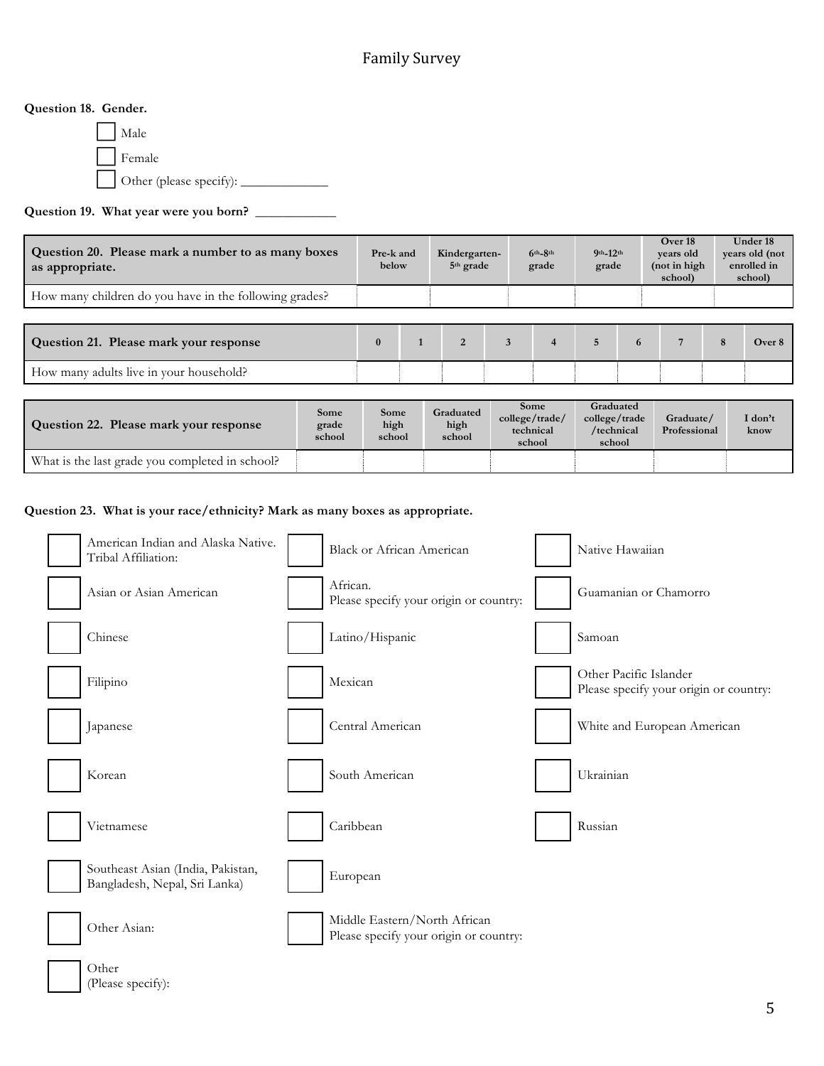# Family Survey

**Question 18. Gender.**

- ☐ Male
- ☐ Female
- ☐ Other (please specify): _____________

**Question 19. What year were you born?** ____________

| **Question 20. Please mark a number to as many boxes as appropriate.** | **Pre-k and below** | **Kindergarten-5th grade** | **6th-8th grade** | **9th-12th grade** | **Over 18 years old (not in high school)** | **Under 18 years old (not enrolled in school)** |
|---|---|---|---|---|---|---|
| How many children do you have in the following grades? | | | | | | |

| **Question 21. Please mark your response** | **0** | **1** | **2** | **3** | **4** | **5** | **6** | **7** | **8** | **Over 8** |
|---|---|---|---|---|---|---|---|---|---|---|
| How many adults live in your household? | | | | | | | | | | |

| **Question 22. Please mark your response** | **Some grade school** | **Some high school** | **Graduated high school** | **Some college/trade/technical school** | **Graduated college/trade/technical school** | **Graduate/Professional** | **I don't know** |
|---|---|---|---|---|---|---|---|
| What is the last grade you completed in school? | | | | | | | |

**Question 23. What is your race/ethnicity? Mark as many boxes as appropriate.**

- ☐ American Indian and Alaska Native. Tribal Affiliation:
- ☐ Asian or Asian American
- ☐ Chinese
- ☐ Filipino
- ☐ Japanese
- ☐ Korean
- ☐ Vietnamese
- ☐ Southeast Asian (India, Pakistan, Bangladesh, Nepal, Sri Lanka)
- ☐ Other Asian:
- ☐ Other (Please specify):
- ☐ Black or African American
- ☐ African. Please specify your origin or country:
- ☐ Latino/Hispanic
- ☐ Mexican
- ☐ Central American
- ☐ South American
- ☐ Caribbean
- ☐ European
- ☐ Middle Eastern/North African Please specify your origin or country:
- ☐ Native Hawaiian
- ☐ Guamanian or Chamorro
- ☐ Samoan
- ☐ Other Pacific Islander Please specify your origin or country:
- ☐ White and European American
- ☐ Ukrainian
- ☐ Russian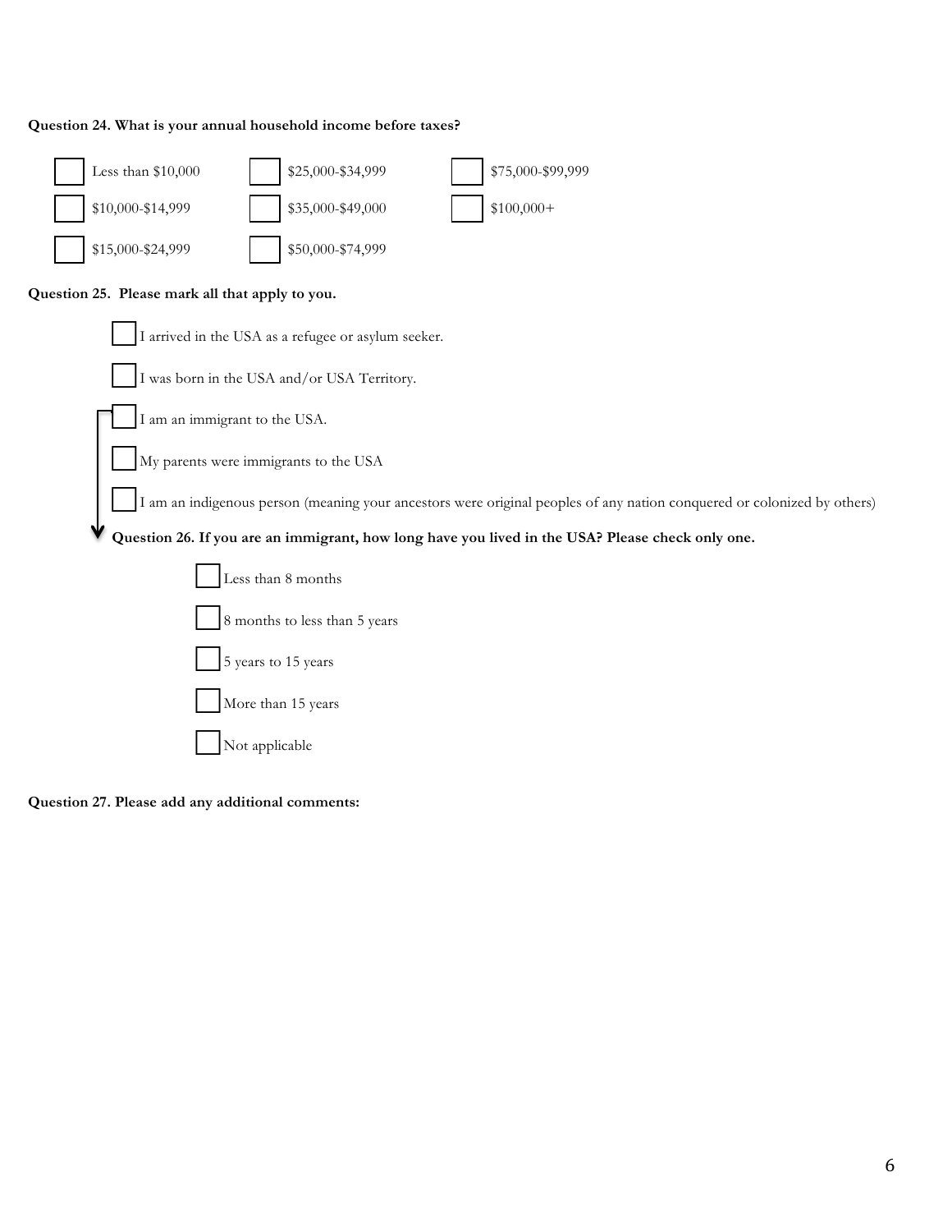**Question 24. What is your annual household income before taxes?**

- [ ] Less than $10,000
- [ ] $10,000-$14,999
- [ ] $15,000-$24,999
- [ ] $25,000-$34,999
- [ ] $35,000-$49,000
- [ ] $50,000-$74,999
- [ ] $75,000-$99,999
- [ ] $100,000+

**Question 25. Please mark all that apply to you.**

- [ ] I arrived in the USA as a refugee or asylum seeker.
- [ ] I was born in the USA and/or USA Territory.
- [ ] I am an immigrant to the USA.
- [ ] My parents were immigrants to the USA
- [ ] I am an indigenous person (meaning your ancestors were original peoples of any nation conquered or colonized by others)

**Question 26. If you are an immigrant, how long have you lived in the USA? Please check only one.**

- [ ] Less than 8 months
- [ ] 8 months to less than 5 years
- [ ] 5 years to 15 years
- [ ] More than 15 years
- [ ] Not applicable

**Question 27. Please add any additional comments:**